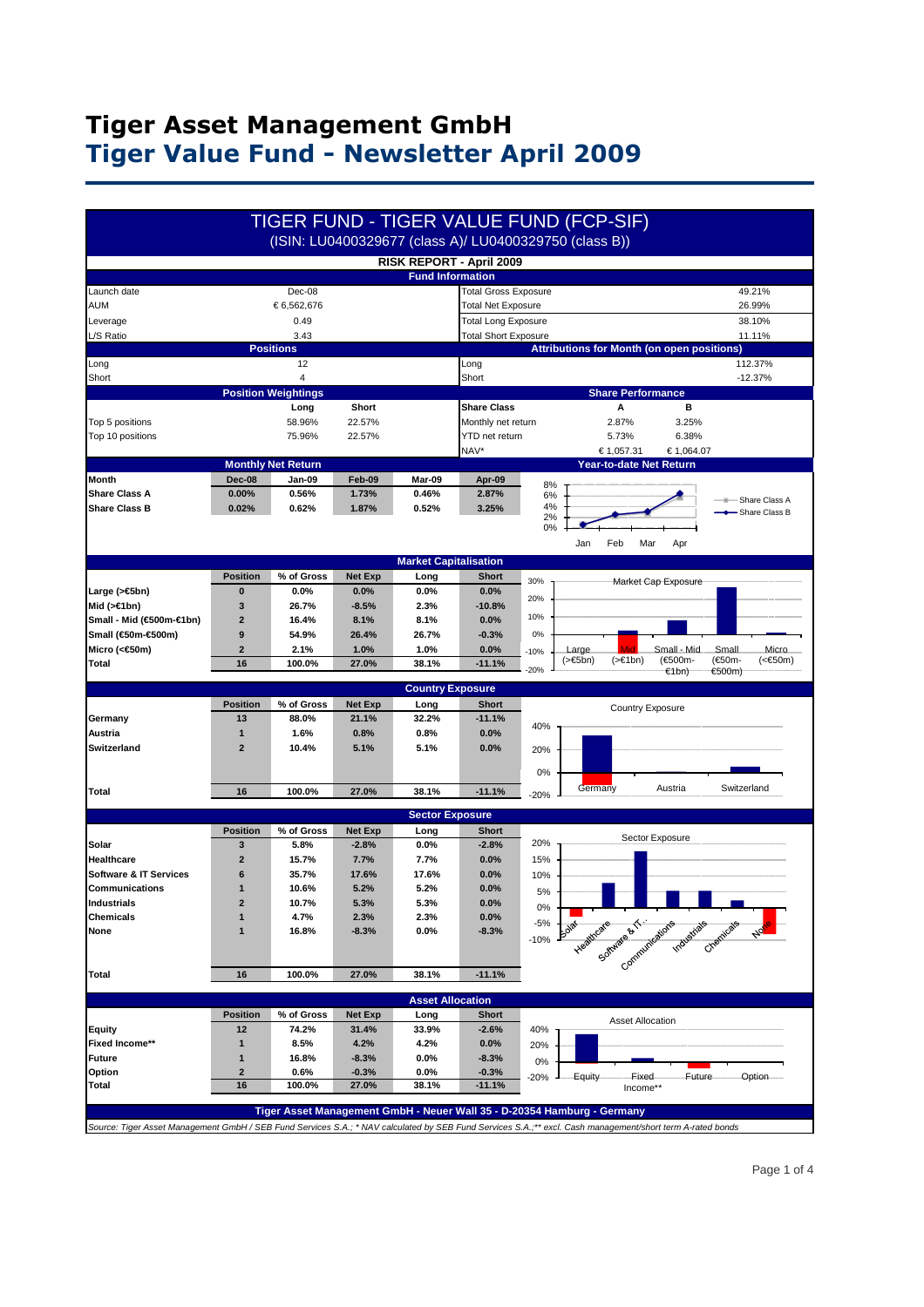# Tiger Asset Management GmbH

# Tiger Value Fund - Newsletter April 2009

## TIGER FUND - TIGER VALUE FUND (FCP-SIF)

(ISIN: LU0400329677 (class A)/ LU0400329750 (class B))

### RISK REPORT - April 2009

**Fund Information**

| | | | |
|---|---|---|---|
| Launch date | Dec-08 | Total Gross Exposure | 49.21% |
| AUM | € 6,562,676 | Total Net Exposure | 26.99% |
| Leverage | 0.49 | Total Long Exposure | 38.10% |
| L/S Ratio | 3.43 | Total Short Exposure | 11.11% |

**Positions** / **Attributions for Month (on open positions)**

| | | | |
|---|---|---|---|
| Long | 12 | Long | 112.37% |
| Short | 4 | Short | -12.37% |

**Position Weightings**

| | Long | Short |
|---|---|---|
| Top 5 positions | 58.96% | 22.57% |
| Top 10 positions | 75.96% | 22.57% |

**Share Performance**

| Share Class | A | B |
|---|---|---|
| Monthly net return | 2.87% | 3.25% |
| YTD net return | 5.73% | 6.38% |
| NAV* | € 1,057.31 | € 1,064.07 |

**Monthly Net Return**

| Month | Dec-08 | Jan-09 | Feb-09 | Mar-09 | Apr-09 |
|---|---|---|---|---|---|
| Share Class A | 0.00% | 0.56% | 1.73% | 0.46% | 2.87% |
| Share Class B | 0.02% | 0.62% | 1.87% | 0.52% | 3.25% |

**Year-to-date Net Return**

**Market Capitalisation**

| | Position | % of Gross | Net Exp | Long | Short |
|---|---|---|---|---|---|
| Large (>€5bn) | 0 | 0.0% | 0.0% | 0.0% | 0.0% |
| Mid (>€1bn) | 3 | 26.7% | -8.5% | 2.3% | -10.8% |
| Small - Mid (€500m-€1bn) | 2 | 16.4% | 8.1% | 8.1% | 0.0% |
| Small (€50m-€500m) | 9 | 54.9% | 26.4% | 26.7% | -0.3% |
| Micro (<€50m) | 2 | 2.1% | 1.0% | 1.0% | 0.0% |
| Total | 16 | 100.0% | 27.0% | 38.1% | -11.1% |

**Country Exposure**

| | Position | % of Gross | Net Exp | Long | Short |
|---|---|---|---|---|---|
| Germany | 13 | 88.0% | 21.1% | 32.2% | -11.1% |
| Austria | 1 | 1.6% | 0.8% | 0.8% | 0.0% |
| Switzerland | 2 | 10.4% | 5.1% | 5.1% | 0.0% |
| Total | 16 | 100.0% | 27.0% | 38.1% | -11.1% |

**Sector Exposure**

| | Position | % of Gross | Net Exp | Long | Short |
|---|---|---|---|---|---|
| Solar | 3 | 5.8% | -2.8% | 0.0% | -2.8% |
| Healthcare | 2 | 15.7% | 7.7% | 7.7% | 0.0% |
| Software & IT Services | 6 | 35.7% | 17.6% | 17.6% | 0.0% |
| Communications | 1 | 10.6% | 5.2% | 5.2% | 0.0% |
| Industrials | 2 | 10.7% | 5.3% | 5.3% | 0.0% |
| Chemicals | 1 | 4.7% | 2.3% | 2.3% | 0.0% |
| None | 1 | 16.8% | -8.3% | 0.0% | -8.3% |
| Total | 16 | 100.0% | 27.0% | 38.1% | -11.1% |

**Asset Allocation**

| | Position | % of Gross | Net Exp | Long | Short |
|---|---|---|---|---|---|
| Equity | 12 | 74.2% | 31.4% | 33.9% | -2.6% |
| Fixed Income** | 1 | 8.5% | 4.2% | 4.2% | 0.0% |
| Future | 1 | 16.8% | -8.3% | 0.0% | -8.3% |
| Option | 2 | 0.6% | -0.3% | 0.0% | -0.3% |
| Total | 16 | 100.0% | 27.0% | 38.1% | -11.1% |

**Tiger Asset Management GmbH - Neuer Wall 35 - D-20354 Hamburg - Germany**

*Source: Tiger Asset Management GmbH / SEB Fund Services S.A.; * NAV calculated by SEB Fund Services S.A.;** excl. Cash management/short term A-rated bonds*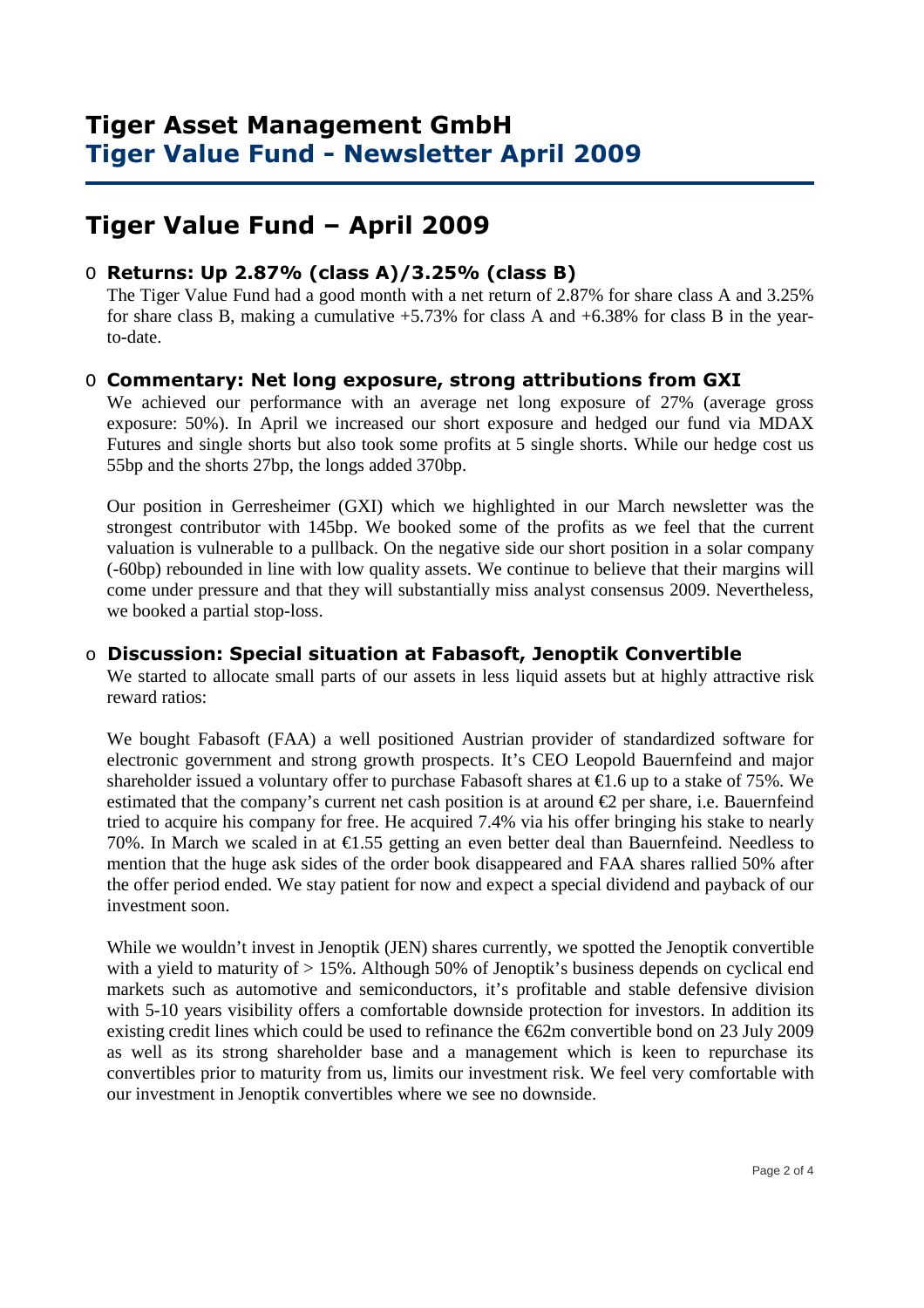# Tiger Asset Management GmbH
## Tiger Value Fund - Newsletter April 2009

# Tiger Value Fund – April 2009

- **Returns: Up 2.87% (class A)/3.25% (class B)**

  The Tiger Value Fund had a good month with a net return of 2.87% for share class A and 3.25% for share class B, making a cumulative +5.73% for class A and +6.38% for class B in the year-to-date.

- **Commentary: Net long exposure, strong attributions from GXI**

  We achieved our performance with an average net long exposure of 27% (average gross exposure: 50%). In April we increased our short exposure and hedged our fund via MDAX Futures and single shorts but also took some profits at 5 single shorts. While our hedge cost us 55bp and the shorts 27bp, the longs added 370bp.

  Our position in Gerresheimer (GXI) which we highlighted in our March newsletter was the strongest contributor with 145bp. We booked some of the profits as we feel that the current valuation is vulnerable to a pullback. On the negative side our short position in a solar company (-60bp) rebounded in line with low quality assets. We continue to believe that their margins will come under pressure and that they will substantially miss analyst consensus 2009. Nevertheless, we booked a partial stop-loss.

- **Discussion: Special situation at Fabasoft, Jenoptik Convertible**

  We started to allocate small parts of our assets in less liquid assets but at highly attractive risk reward ratios:

  We bought Fabasoft (FAA) a well positioned Austrian provider of standardized software for electronic government and strong growth prospects. It's CEO Leopold Bauernfeind and major shareholder issued a voluntary offer to purchase Fabasoft shares at €1.6 up to a stake of 75%. We estimated that the company's current net cash position is at around €2 per share, i.e. Bauernfeind tried to acquire his company for free. He acquired 7.4% via his offer bringing his stake to nearly 70%. In March we scaled in at €1.55 getting an even better deal than Bauernfeind. Needless to mention that the huge ask sides of the order book disappeared and FAA shares rallied 50% after the offer period ended. We stay patient for now and expect a special dividend and payback of our investment soon.

  While we wouldn't invest in Jenoptik (JEN) shares currently, we spotted the Jenoptik convertible with a yield to maturity of > 15%. Although 50% of Jenoptik's business depends on cyclical end markets such as automotive and semiconductors, it's profitable and stable defensive division with 5-10 years visibility offers a comfortable downside protection for investors. In addition its existing credit lines which could be used to refinance the €62m convertible bond on 23 July 2009 as well as its strong shareholder base and a management which is keen to repurchase its convertibles prior to maturity from us, limits our investment risk. We feel very comfortable with our investment in Jenoptik convertibles where we see no downside.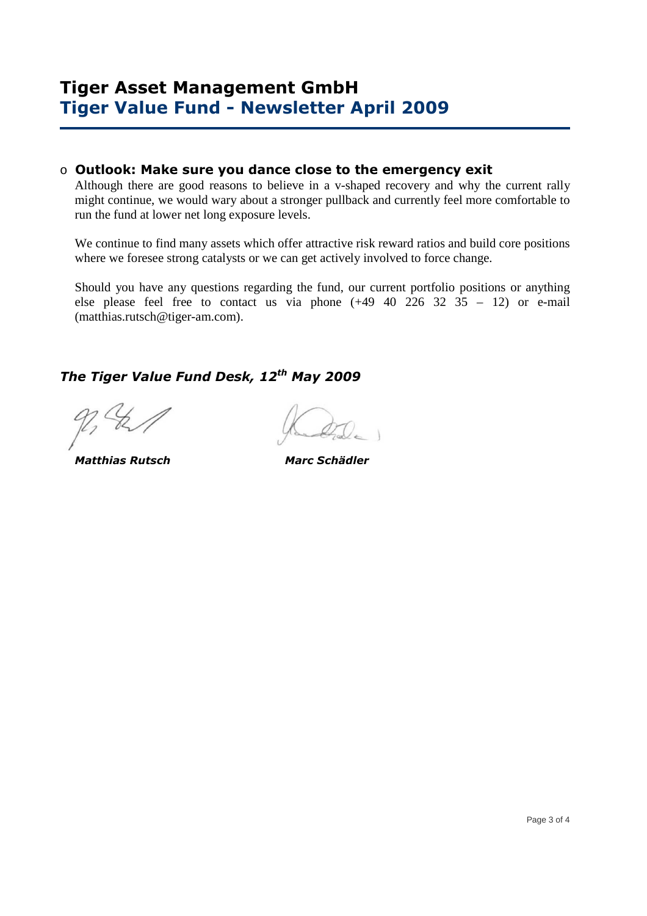# Tiger Asset Management GmbH
## Tiger Value Fund - Newsletter April 2009

- **Outlook: Make sure you dance close to the emergency exit**

  Although there are good reasons to believe in a v-shaped recovery and why the current rally might continue, we would wary about a stronger pullback and currently feel more comfortable to run the fund at lower net long exposure levels.

  We continue to find many assets which offer attractive risk reward ratios and build core positions where we foresee strong catalysts or we can get actively involved to force change.

  Should you have any questions regarding the fund, our current portfolio positions or anything else please feel free to contact us via phone (+49 40 226 32 35 – 12) or e-mail (matthias.rutsch@tiger-am.com).

***The Tiger Value Fund Desk, 12th May 2009***

***Matthias Rutsch*** ***Marc Schädler***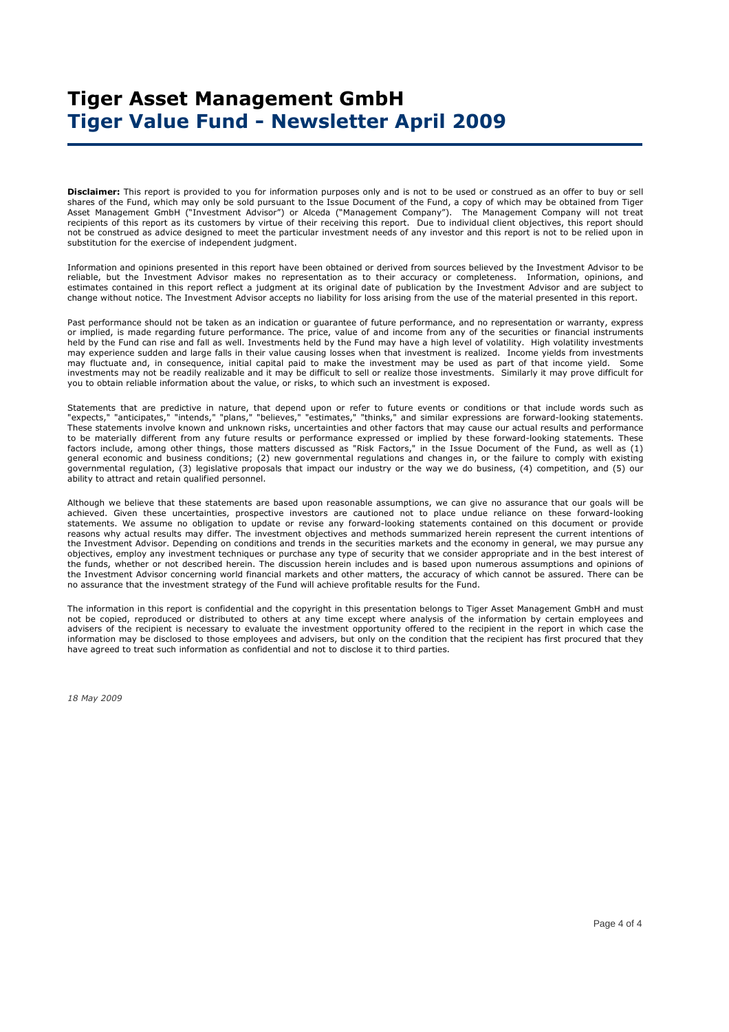# Tiger Asset Management GmbH
## Tiger Value Fund - Newsletter April 2009

**Disclaimer:** This report is provided to you for information purposes only and is not to be used or construed as an offer to buy or sell shares of the Fund, which may only be sold pursuant to the Issue Document of the Fund, a copy of which may be obtained from Tiger Asset Management GmbH ("Investment Advisor") or Alceda ("Management Company"). The Management Company will not treat recipients of this report as its customers by virtue of their receiving this report. Due to individual client objectives, this report should not be construed as advice designed to meet the particular investment needs of any investor and this report is not to be relied upon in substitution for the exercise of independent judgment.

Information and opinions presented in this report have been obtained or derived from sources believed by the Investment Advisor to be reliable, but the Investment Advisor makes no representation as to their accuracy or completeness. Information, opinions, and estimates contained in this report reflect a judgment at its original date of publication by the Investment Advisor and are subject to change without notice. The Investment Advisor accepts no liability for loss arising from the use of the material presented in this report.

Past performance should not be taken as an indication or guarantee of future performance, and no representation or warranty, express or implied, is made regarding future performance. The price, value of and income from any of the securities or financial instruments held by the Fund can rise and fall as well. Investments held by the Fund may have a high level of volatility. High volatility investments may experience sudden and large falls in their value causing losses when that investment is realized. Income yields from investments may fluctuate and, in consequence, initial capital paid to make the investment may be used as part of that income yield. Some investments may not be readily realizable and it may be difficult to sell or realize those investments. Similarly it may prove difficult for you to obtain reliable information about the value, or risks, to which such an investment is exposed.

Statements that are predictive in nature, that depend upon or refer to future events or conditions or that include words such as "expects," "anticipates," "intends," "plans," "believes," "estimates," "thinks," and similar expressions are forward-looking statements. These statements involve known and unknown risks, uncertainties and other factors that may cause our actual results and performance to be materially different from any future results or performance expressed or implied by these forward-looking statements. These factors include, among other things, those matters discussed as "Risk Factors," in the Issue Document of the Fund, as well as (1) general economic and business conditions; (2) new governmental regulations and changes in, or the failure to comply with existing governmental regulation, (3) legislative proposals that impact our industry or the way we do business, (4) competition, and (5) our ability to attract and retain qualified personnel.

Although we believe that these statements are based upon reasonable assumptions, we can give no assurance that our goals will be achieved. Given these uncertainties, prospective investors are cautioned not to place undue reliance on these forward-looking statements. We assume no obligation to update or revise any forward-looking statements contained on this document or provide reasons why actual results may differ. The investment objectives and methods summarized herein represent the current intentions of the Investment Advisor. Depending on conditions and trends in the securities markets and the economy in general, we may pursue any objectives, employ any investment techniques or purchase any type of security that we consider appropriate and in the best interest of the funds, whether or not described herein. The discussion herein includes and is based upon numerous assumptions and opinions of the Investment Advisor concerning world financial markets and other matters, the accuracy of which cannot be assured. There can be no assurance that the investment strategy of the Fund will achieve profitable results for the Fund.

The information in this report is confidential and the copyright in this presentation belongs to Tiger Asset Management GmbH and must not be copied, reproduced or distributed to others at any time except where analysis of the information by certain employees and advisers of the recipient is necessary to evaluate the investment opportunity offered to the recipient in the report in which case the information may be disclosed to those employees and advisers, but only on the condition that the recipient has first procured that they have agreed to treat such information as confidential and not to disclose it to third parties.

*18 May 2009*